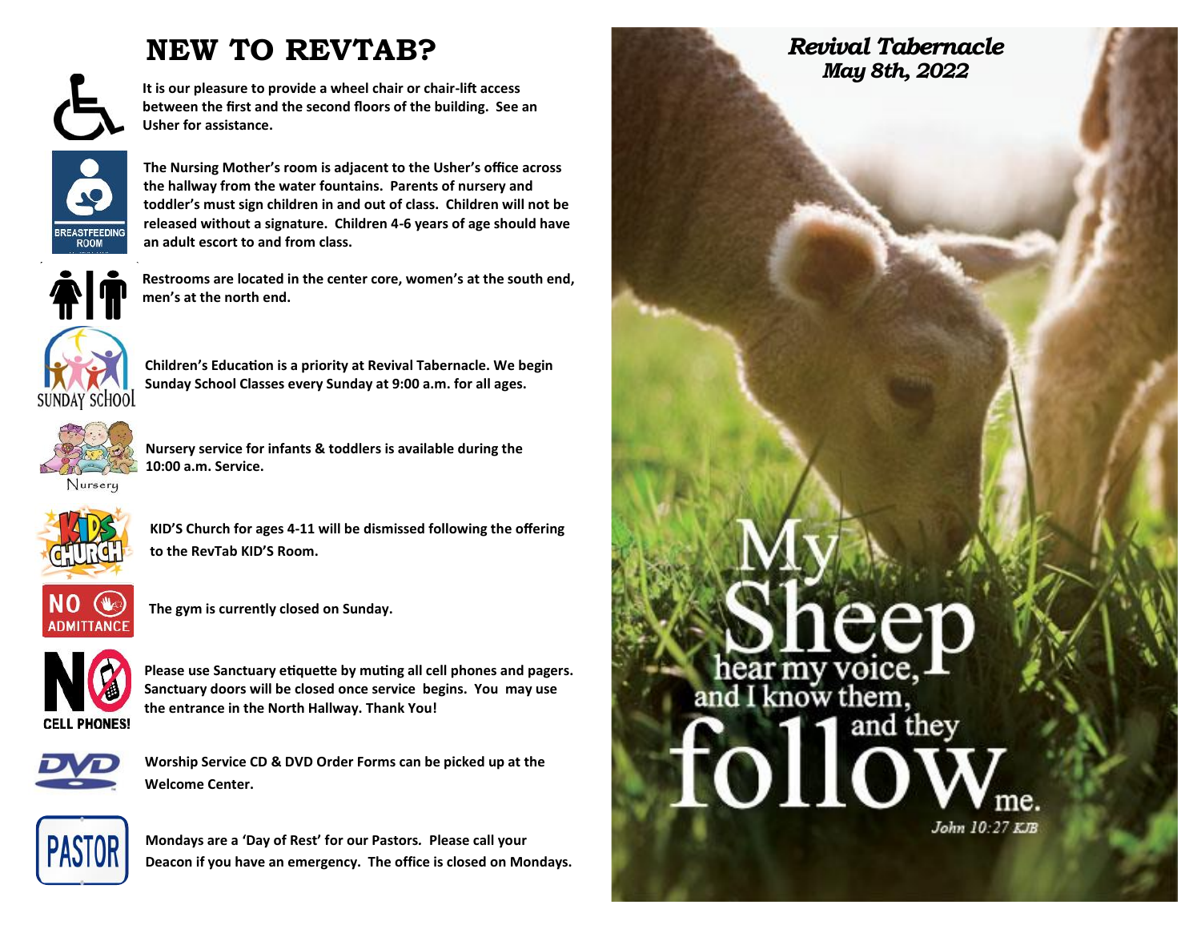# NEW TO REVTAB?

It is our pleasure to provide a wheel chair or chair-lift access between the first and the second floors of the building. See an Usher for assistance.

BREASTFEEDING ROOM

The Nursing Mother's room is adjacent to the Usher's office across the hallway from the water fountains. Parents of nursery and toddler's must sign children in and out of class. Children will not be released without a signature. Children 4-6 years of age should have an adult escort to and from class.

Restrooms are located in the center core, women's at the south end, men's at the north end.

SUNDAY SCHOOL

Children's Education is a priority at Revival Tabernacle. We begin Sunday School Classes every Sunday at 9:00 a.m. for all ages.

Nursery

Nursery service for infants & toddlers is available during the 10:00 a.m. Service.

KIDS CHURCH

KID'S Church for ages 4-11 will be dismissed following the offering to the RevTab KID'S Room.

NO ADMITTANCE

The gym is currently closed on Sunday.

NO CELL PHONES!

Please use Sanctuary etiquette by muting all cell phones and pagers. Sanctuary doors will be closed once service begins. You may use the entrance in the North Hallway. Thank You!

DVD

Worship Service CD & DVD Order Forms can be picked up at the Welcome Center.

PASTOR

Mondays are a 'Day of Rest' for our Pastors. Please call your Deacon if you have an emergency. The office is closed on Mondays.

## *Revival Tabernacle*
## *May 8th, 2022*

My Sheep hear my voice, and I know them, and they follow me.

*John 10:27 KJB*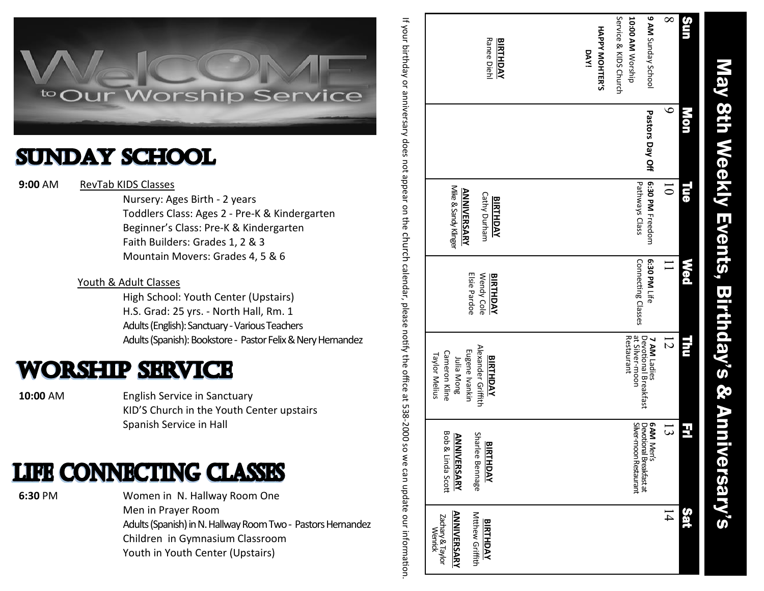# WELCOME to Our Worship Service

## SUNDAY SCHOOL

**9:00** AM — RevTab KIDS Classes

- Nursery: Ages Birth - 2 years
- Toddlers Class: Ages 2 - Pre-K & Kindergarten
- Beginner's Class: Pre-K & Kindergarten
- Faith Builders: Grades 1, 2 & 3
- Mountain Movers: Grades 4, 5 & 6

Youth & Adult Classes

- High School: Youth Center (Upstairs)
- H.S. Grad: 25 yrs. - North Hall, Rm. 1
- Adults (English): Sanctuary - Various Teachers
- Adults (Spanish): Bookstore - Pastor Felix & Nery Hernandez

## WORSHIP SERVICE

**10:00** AM

- English Service in Sanctuary
- KID'S Church in the Youth Center upstairs
- Spanish Service in Hall

## LIFE CONNECTING CLASSES

**6:30** PM

- Women in N. Hallway Room One
- Men in Prayer Room
- Adults (Spanish) in N. Hallway Room Two - Pastors Hernandez
- Children in Gymnasium Classroom
- Youth in Youth Center (Upstairs)

# May 8th Weekly Events, Birthday's & Anniversary's

| Sun | Mon | Tue | Wed | Thu | Fri | Sat |
|---|---|---|---|---|---|---|
| 8<br>**9 AM** Sunday School<br>**10:00 AM** Worship Service & KIDS Church<br>**HAPPY MOHTER'S DAY!**<br><br>**BIRTHDAY**<br>Ranee Diehl | 9<br>**Pastors Day Off** | 10<br>**6:30 PM** Freedom Pathways Class<br><br>**BIRTHDAY**<br>Cathy Durham<br>**ANNIVERSARY**<br>Mike & Sandy Klinger | 11<br>**6:30 PM** Life Connecting Classes<br><br>**BIRTHDAY**<br>Wendy Cole<br>Elsie Pardoe | 12<br>**7 AM** Ladies Devotional Breakfast at Silver-moon Restaurant<br><br>**BIRTHDAY**<br>Alexander Griffith<br>Eugene Ivankin<br>Julia Mong<br>Cameron Kline<br>Taylor Melius | 13<br>**6AM** Men's Devotional Breakfast at Silver-moon Restaurant<br><br>**BIRTHDAY**<br>Sharlee Bennage<br>**ANNIVERSARY**<br>Bob & Linda Scott | 14<br><br>**BIRTHDAY**<br>Mtthew Griffith<br>**ANNIVERSARY**<br>Zachary & Taylor Wenrick |

If your birthday or anniversary does not appear on the church calendar, please notify the office at 538-2000 so we can update our information.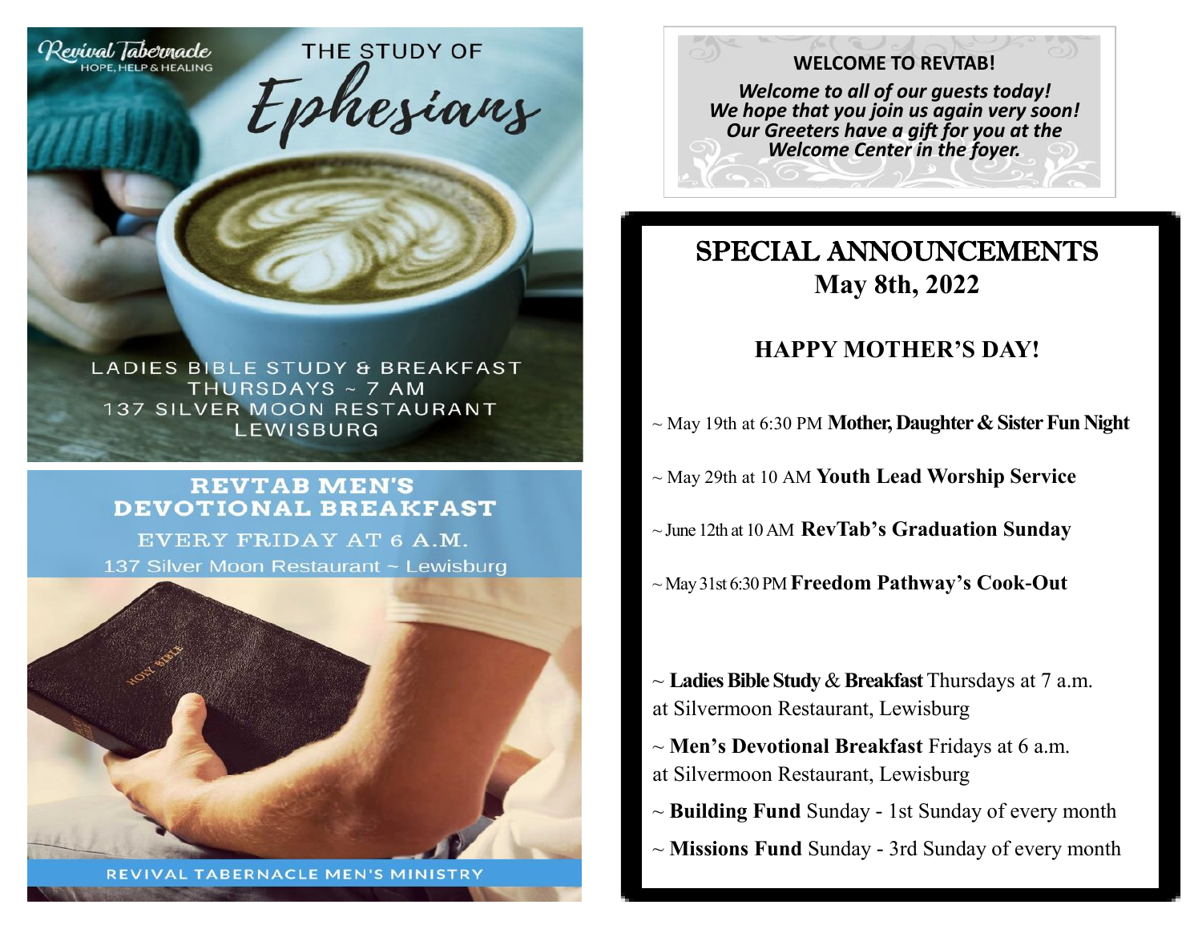Revival Tabernacle
HOPE, HELP & HEALING

## THE STUDY OF *Ephesians*

LADIES BIBLE STUDY & BREAKFAST
THURSDAYS ~ 7 AM
137 SILVER MOON RESTAURANT
LEWISBURG

## REVTAB MEN'S DEVOTIONAL BREAKFAST

EVERY FRIDAY AT 6 A.M.
137 Silver Moon Restaurant ~ Lewisburg

REVIVAL TABERNACLE MEN'S MINISTRY

**WELCOME TO REVTAB!**

***Welcome to all of our guests today! We hope that you join us again very soon! Our Greeters have a gift for you at the Welcome Center in the foyer.***

## SPECIAL ANNOUNCEMENTS
### May 8th, 2022

### HAPPY MOTHER'S DAY!

~ May 19th at 6:30 PM **Mother, Daughter & Sister Fun Night**

~ May 29th at 10 AM **Youth Lead Worship Service**

~ June 12th at 10 AM **RevTab's Graduation Sunday**

~ May 31st 6:30 PM **Freedom Pathway's Cook-Out**

~ **Ladies Bible Study** & **Breakfast** Thursdays at 7 a.m. at Silvermoon Restaurant, Lewisburg

~ **Men's Devotional Breakfast** Fridays at 6 a.m. at Silvermoon Restaurant, Lewisburg

~ **Building Fund** Sunday - 1st Sunday of every month

~ **Missions Fund** Sunday - 3rd Sunday of every month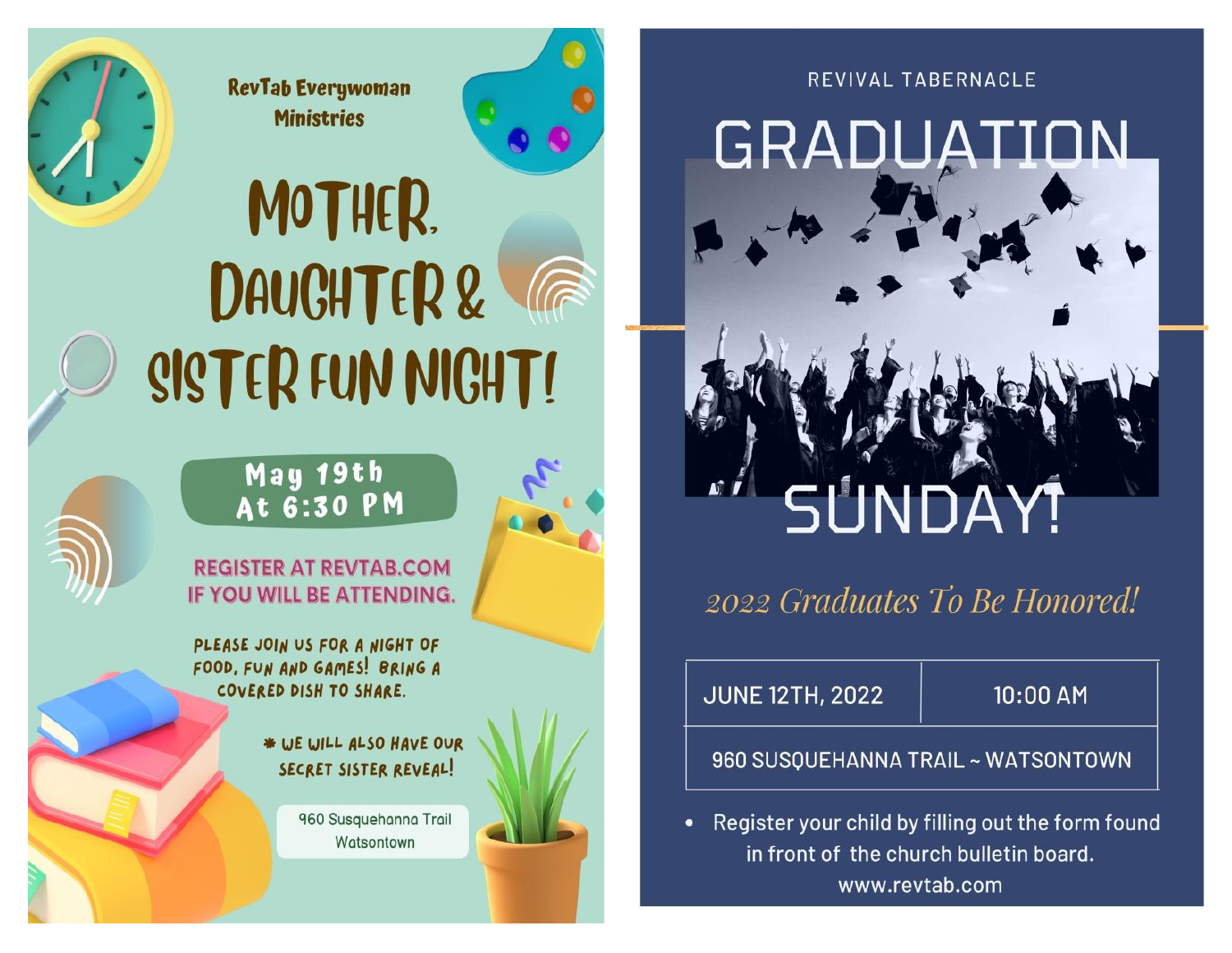RevTab Everywoman Ministries

# MOTHER, DAUGHTER & SISTER FUN NIGHT!

**May 19th At 6:30 PM**

REGISTER AT REVTAB.COM IF YOU WILL BE ATTENDING.

PLEASE JOIN US FOR A NIGHT OF FOOD, FUN AND GAMES! BRING A COVERED DISH TO SHARE.

* WE WILL ALSO HAVE OUR SECRET SISTER REVEAL!

960 Susquehanna Trail
Watsontown

REVIVAL TABERNACLE

# GRADUATION SUNDAY!

*2022 Graduates To Be Honored!*

| | |
|---|---|
| JUNE 12TH, 2022 | 10:00 AM |
| 960 SUSQUEHANNA TRAIL ~ WATSONTOWN | |

- Register your child by filling out the form found in front of the church bulletin board.

www.revtab.com